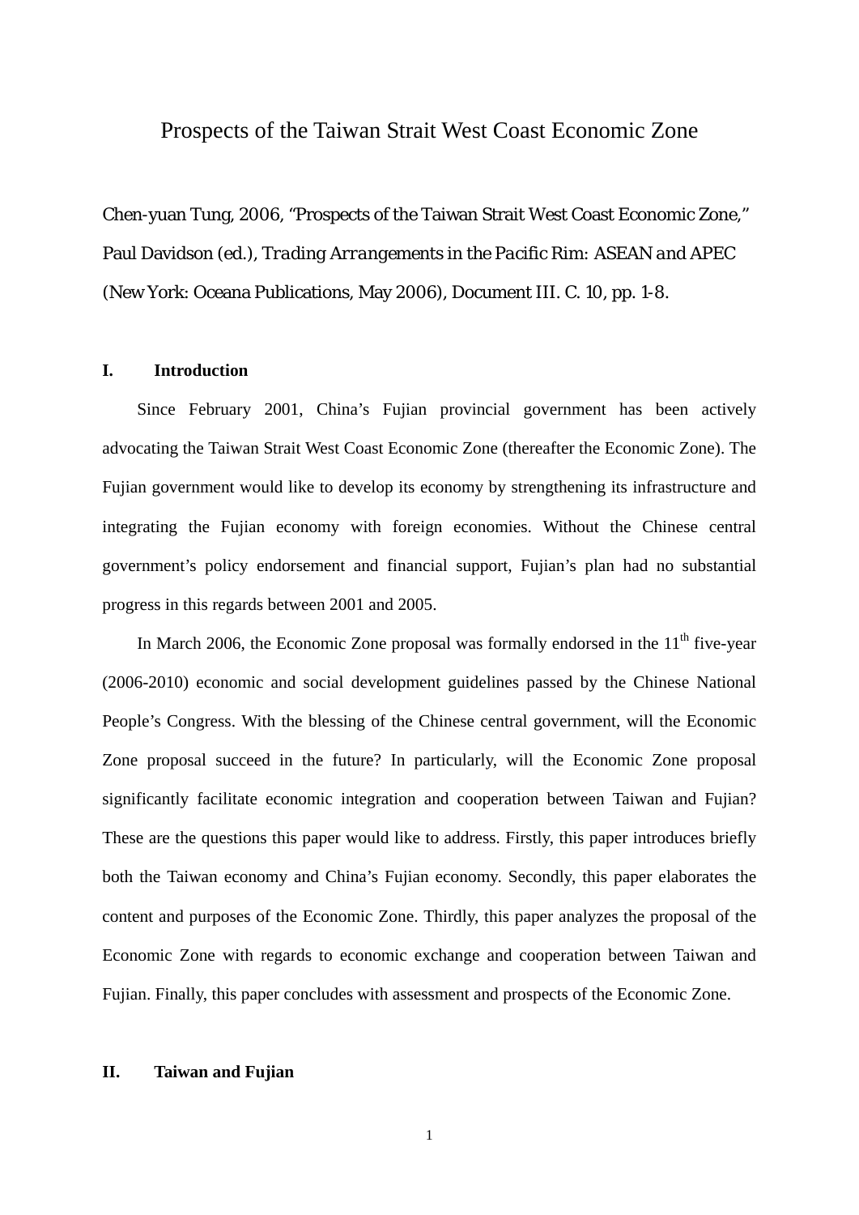# Prospects of the Taiwan Strait West Coast Economic Zone

Chen-yuan Tung, 2006, "Prospects of the Taiwan Strait West Coast Economic Zone," Paul Davidson (ed.), *Trading Arrangements in the Pacific Rim: ASEAN and APEC* (New York: Oceana Publications, May 2006), Document III. C. 10, pp. 1-8.

## I. Introduction

Since February 2001, China's Fujian provincial government has been actively advocating the Taiwan Strait West Coast Economic Zone (thereafter the Economic Zone). The Fujian government would like to develop its economy by strengthening its infrastructure and integrating the Fujian economy with foreign economies. Without the Chinese central government's policy endorsement and financial support, Fujian's plan had no substantial progress in this regards between 2001 and 2005.

In March 2006, the Economic Zone proposal was formally endorsed in the 11th five-year (2006-2010) economic and social development guidelines passed by the Chinese National People's Congress. With the blessing of the Chinese central government, will the Economic Zone proposal succeed in the future? In particularly, will the Economic Zone proposal significantly facilitate economic integration and cooperation between Taiwan and Fujian? These are the questions this paper would like to address. Firstly, this paper introduces briefly both the Taiwan economy and China's Fujian economy. Secondly, this paper elaborates the content and purposes of the Economic Zone. Thirdly, this paper analyzes the proposal of the Economic Zone with regards to economic exchange and cooperation between Taiwan and Fujian. Finally, this paper concludes with assessment and prospects of the Economic Zone.

## II. Taiwan and Fujian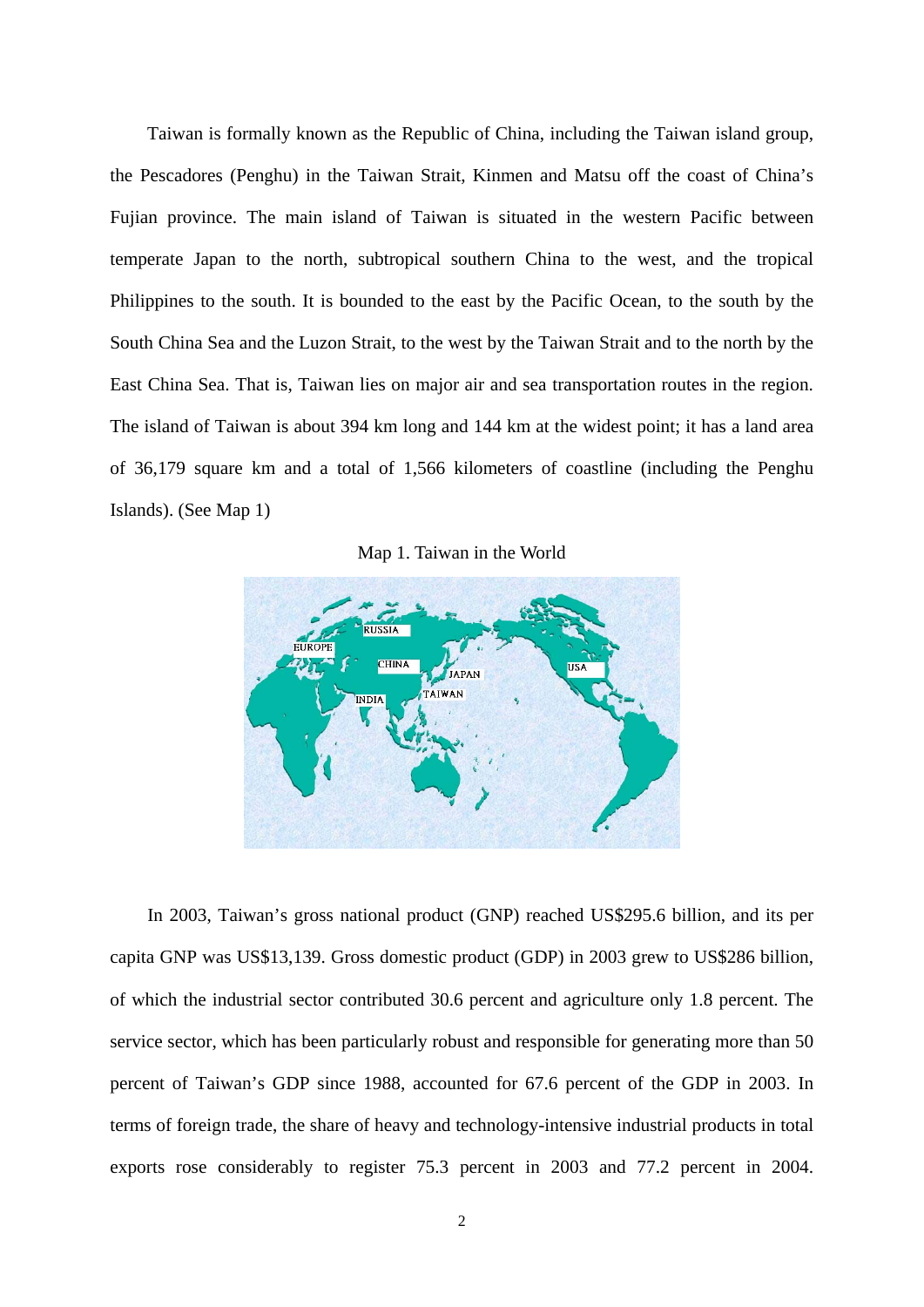Taiwan is formally known as the Republic of China, including the Taiwan island group, the Pescadores (Penghu) in the Taiwan Strait, Kinmen and Matsu off the coast of China's Fujian province. The main island of Taiwan is situated in the western Pacific between temperate Japan to the north, subtropical southern China to the west, and the tropical Philippines to the south. It is bounded to the east by the Pacific Ocean, to the south by the South China Sea and the Luzon Strait, to the west by the Taiwan Strait and to the north by the East China Sea. That is, Taiwan lies on major air and sea transportation routes in the region. The island of Taiwan is about 394 km long and 144 km at the widest point; it has a land area of 36,179 square km and a total of 1,566 kilometers of coastline (including the Penghu Islands). (See Map 1)

Map 1. Taiwan in the World

In 2003, Taiwan's gross national product (GNP) reached US$295.6 billion, and its per capita GNP was US$13,139. Gross domestic product (GDP) in 2003 grew to US$286 billion, of which the industrial sector contributed 30.6 percent and agriculture only 1.8 percent. The service sector, which has been particularly robust and responsible for generating more than 50 percent of Taiwan's GDP since 1988, accounted for 67.6 percent of the GDP in 2003. In terms of foreign trade, the share of heavy and technology-intensive industrial products in total exports rose considerably to register 75.3 percent in 2003 and 77.2 percent in 2004.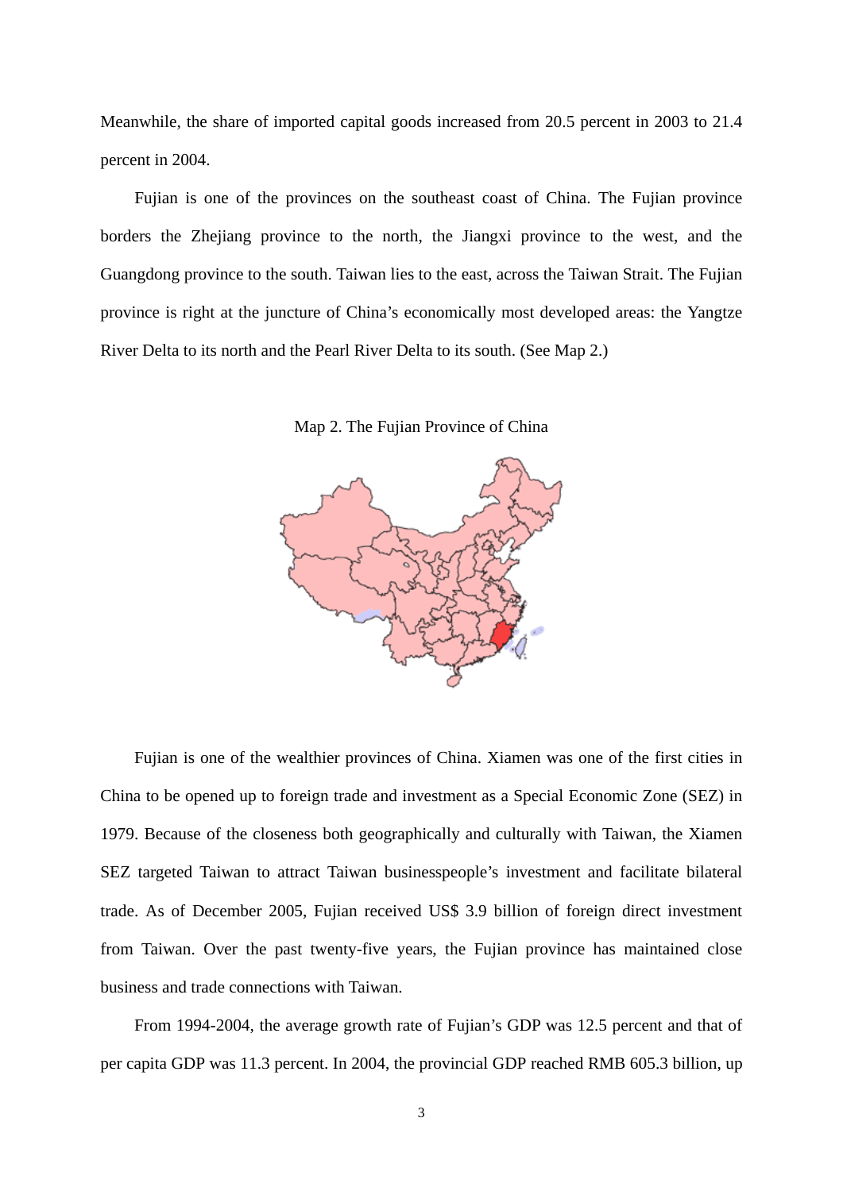Meanwhile, the share of imported capital goods increased from 20.5 percent in 2003 to 21.4 percent in 2004.

Fujian is one of the provinces on the southeast coast of China. The Fujian province borders the Zhejiang province to the north, the Jiangxi province to the west, and the Guangdong province to the south. Taiwan lies to the east, across the Taiwan Strait. The Fujian province is right at the juncture of China's economically most developed areas: the Yangtze River Delta to its north and the Pearl River Delta to its south. (See Map 2.)

Map 2. The Fujian Province of China

Fujian is one of the wealthier provinces of China. Xiamen was one of the first cities in China to be opened up to foreign trade and investment as a Special Economic Zone (SEZ) in 1979. Because of the closeness both geographically and culturally with Taiwan, the Xiamen SEZ targeted Taiwan to attract Taiwan businesspeople's investment and facilitate bilateral trade. As of December 2005, Fujian received US$ 3.9 billion of foreign direct investment from Taiwan. Over the past twenty-five years, the Fujian province has maintained close business and trade connections with Taiwan.

From 1994-2004, the average growth rate of Fujian's GDP was 12.5 percent and that of per capita GDP was 11.3 percent. In 2004, the provincial GDP reached RMB 605.3 billion, up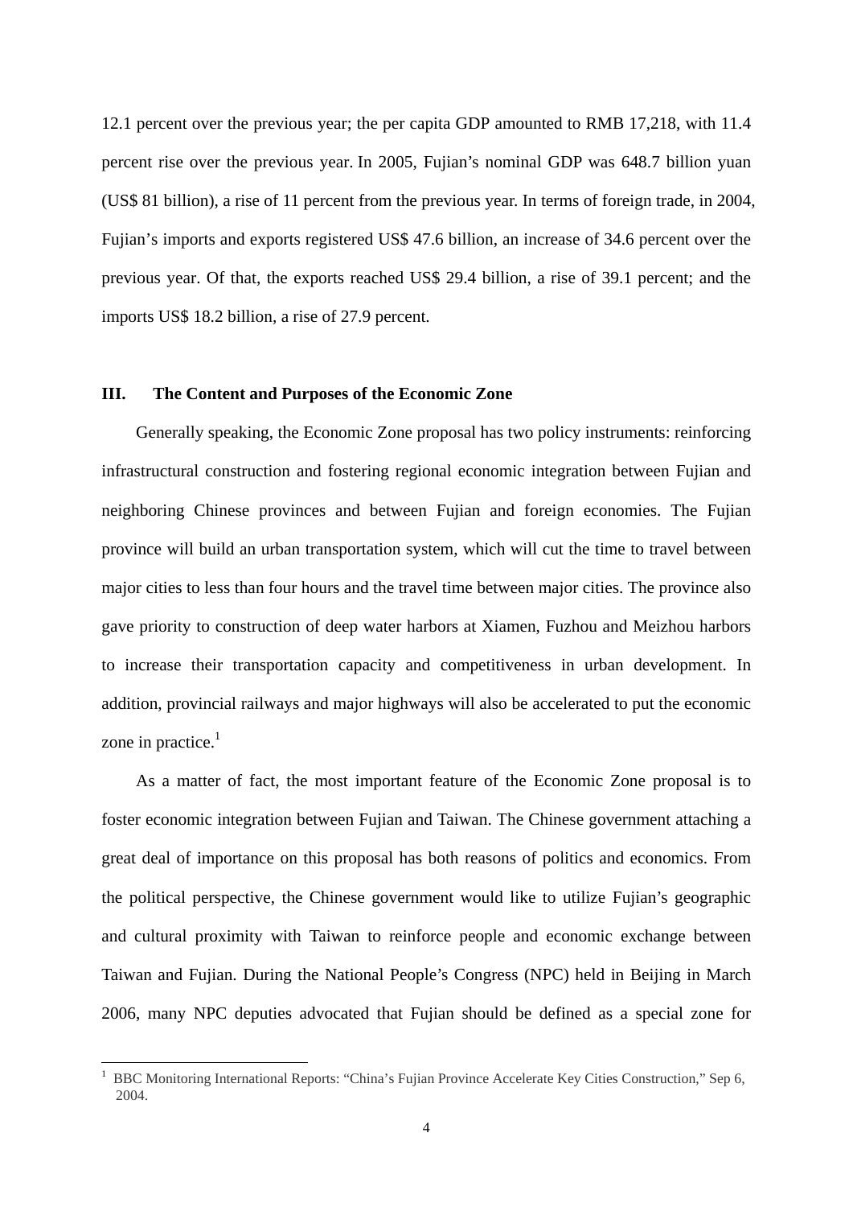12.1 percent over the previous year; the per capita GDP amounted to RMB 17,218, with 11.4 percent rise over the previous year. In 2005, Fujian's nominal GDP was 648.7 billion yuan (US$ 81 billion), a rise of 11 percent from the previous year. In terms of foreign trade, in 2004, Fujian's imports and exports registered US$ 47.6 billion, an increase of 34.6 percent over the previous year. Of that, the exports reached US$ 29.4 billion, a rise of 39.1 percent; and the imports US$ 18.2 billion, a rise of 27.9 percent.

### III. The Content and Purposes of the Economic Zone

Generally speaking, the Economic Zone proposal has two policy instruments: reinforcing infrastructural construction and fostering regional economic integration between Fujian and neighboring Chinese provinces and between Fujian and foreign economies. The Fujian province will build an urban transportation system, which will cut the time to travel between major cities to less than four hours and the travel time between major cities. The province also gave priority to construction of deep water harbors at Xiamen, Fuzhou and Meizhou harbors to increase their transportation capacity and competitiveness in urban development. In addition, provincial railways and major highways will also be accelerated to put the economic zone in practice.[1]

As a matter of fact, the most important feature of the Economic Zone proposal is to foster economic integration between Fujian and Taiwan. The Chinese government attaching a great deal of importance on this proposal has both reasons of politics and economics. From the political perspective, the Chinese government would like to utilize Fujian's geographic and cultural proximity with Taiwan to reinforce people and economic exchange between Taiwan and Fujian. During the National People's Congress (NPC) held in Beijing in March 2006, many NPC deputies advocated that Fujian should be defined as a special zone for

[1] BBC Monitoring International Reports: "China's Fujian Province Accelerate Key Cities Construction," Sep 6, 2004.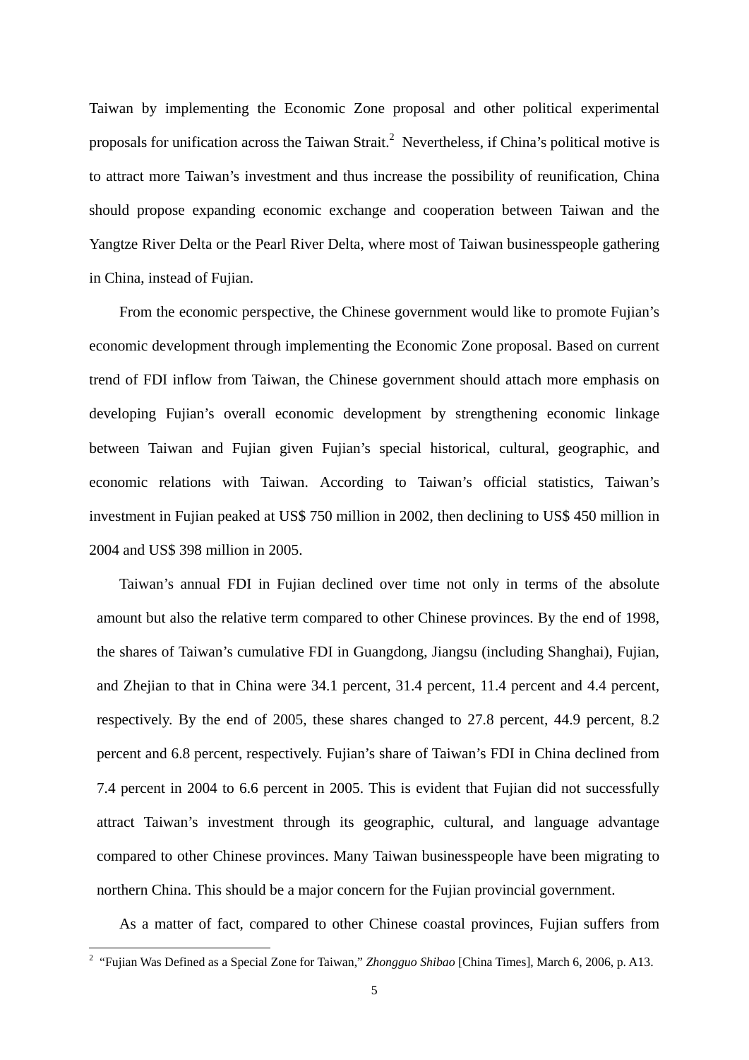Taiwan by implementing the Economic Zone proposal and other political experimental proposals for unification across the Taiwan Strait.[2] Nevertheless, if China's political motive is to attract more Taiwan's investment and thus increase the possibility of reunification, China should propose expanding economic exchange and cooperation between Taiwan and the Yangtze River Delta or the Pearl River Delta, where most of Taiwan businesspeople gathering in China, instead of Fujian.

From the economic perspective, the Chinese government would like to promote Fujian's economic development through implementing the Economic Zone proposal. Based on current trend of FDI inflow from Taiwan, the Chinese government should attach more emphasis on developing Fujian's overall economic development by strengthening economic linkage between Taiwan and Fujian given Fujian's special historical, cultural, geographic, and economic relations with Taiwan. According to Taiwan's official statistics, Taiwan's investment in Fujian peaked at US$ 750 million in 2002, then declining to US$ 450 million in 2004 and US$ 398 million in 2005.

Taiwan's annual FDI in Fujian declined over time not only in terms of the absolute amount but also the relative term compared to other Chinese provinces. By the end of 1998, the shares of Taiwan's cumulative FDI in Guangdong, Jiangsu (including Shanghai), Fujian, and Zhejian to that in China were 34.1 percent, 31.4 percent, 11.4 percent and 4.4 percent, respectively. By the end of 2005, these shares changed to 27.8 percent, 44.9 percent, 8.2 percent and 6.8 percent, respectively. Fujian's share of Taiwan's FDI in China declined from 7.4 percent in 2004 to 6.6 percent in 2005. This is evident that Fujian did not successfully attract Taiwan's investment through its geographic, cultural, and language advantage compared to other Chinese provinces. Many Taiwan businesspeople have been migrating to northern China. This should be a major concern for the Fujian provincial government.

As a matter of fact, compared to other Chinese coastal provinces, Fujian suffers from

[2] "Fujian Was Defined as a Special Zone for Taiwan," *Zhongguo Shibao* [China Times], March 6, 2006, p. A13.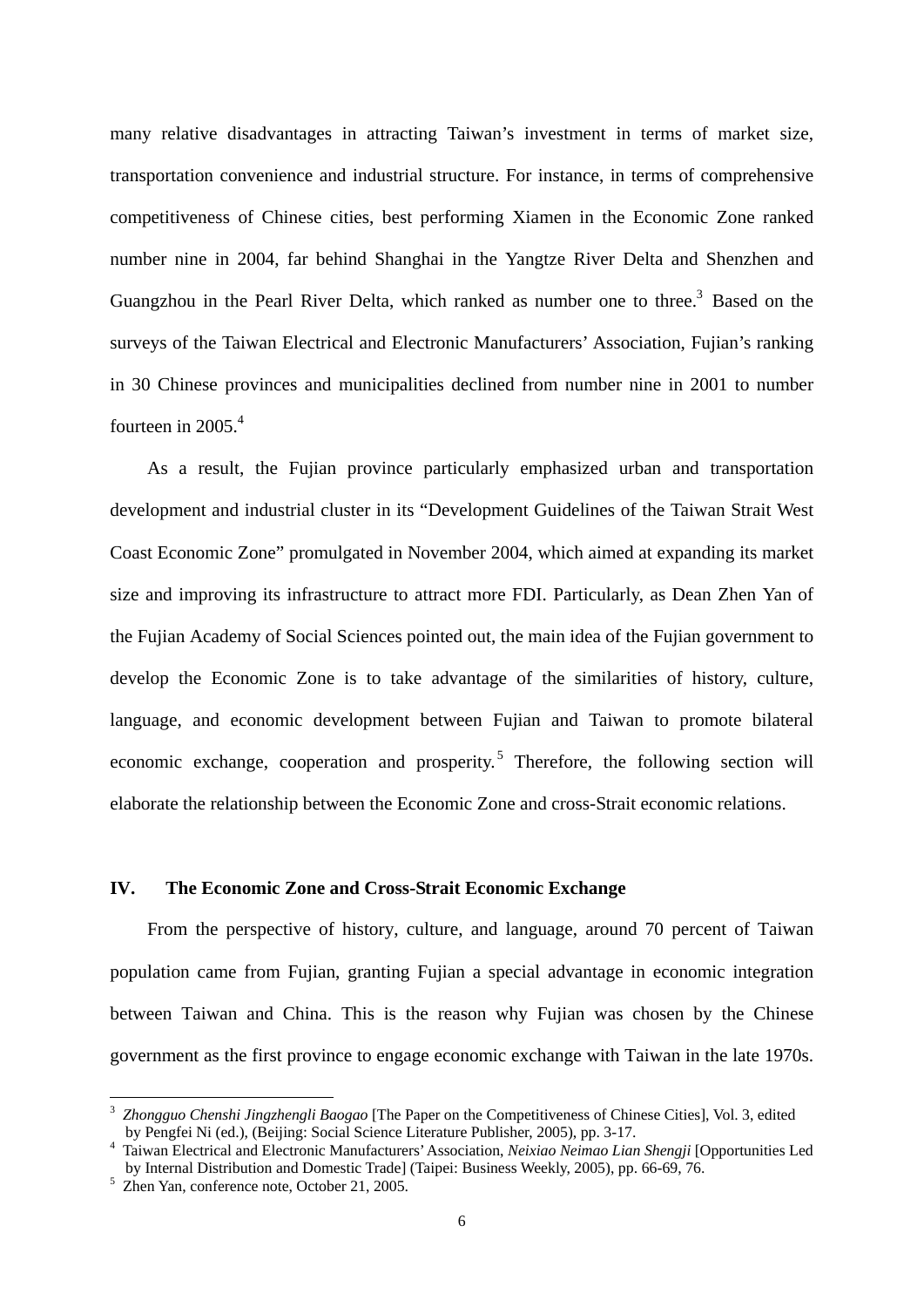many relative disadvantages in attracting Taiwan's investment in terms of market size, transportation convenience and industrial structure. For instance, in terms of comprehensive competitiveness of Chinese cities, best performing Xiamen in the Economic Zone ranked number nine in 2004, far behind Shanghai in the Yangtze River Delta and Shenzhen and Guangzhou in the Pearl River Delta, which ranked as number one to three.[3] Based on the surveys of the Taiwan Electrical and Electronic Manufacturers' Association, Fujian's ranking in 30 Chinese provinces and municipalities declined from number nine in 2001 to number fourteen in 2005.[4]

As a result, the Fujian province particularly emphasized urban and transportation development and industrial cluster in its "Development Guidelines of the Taiwan Strait West Coast Economic Zone" promulgated in November 2004, which aimed at expanding its market size and improving its infrastructure to attract more FDI. Particularly, as Dean Zhen Yan of the Fujian Academy of Social Sciences pointed out, the main idea of the Fujian government to develop the Economic Zone is to take advantage of the similarities of history, culture, language, and economic development between Fujian and Taiwan to promote bilateral economic exchange, cooperation and prosperity.[5] Therefore, the following section will elaborate the relationship between the Economic Zone and cross-Strait economic relations.

## IV. The Economic Zone and Cross-Strait Economic Exchange

From the perspective of history, culture, and language, around 70 percent of Taiwan population came from Fujian, granting Fujian a special advantage in economic integration between Taiwan and China. This is the reason why Fujian was chosen by the Chinese government as the first province to engage economic exchange with Taiwan in the late 1970s.

---

[3] *Zhongguo Chenshi Jingzhengli Baogao* [The Paper on the Competitiveness of Chinese Cities], Vol. 3, edited by Pengfei Ni (ed.), (Beijing: Social Science Literature Publisher, 2005), pp. 3-17.

[4] Taiwan Electrical and Electronic Manufacturers' Association, *Neixiao Neimao Lian Shengji* [Opportunities Led by Internal Distribution and Domestic Trade] (Taipei: Business Weekly, 2005), pp. 66-69, 76.

[5] Zhen Yan, conference note, October 21, 2005.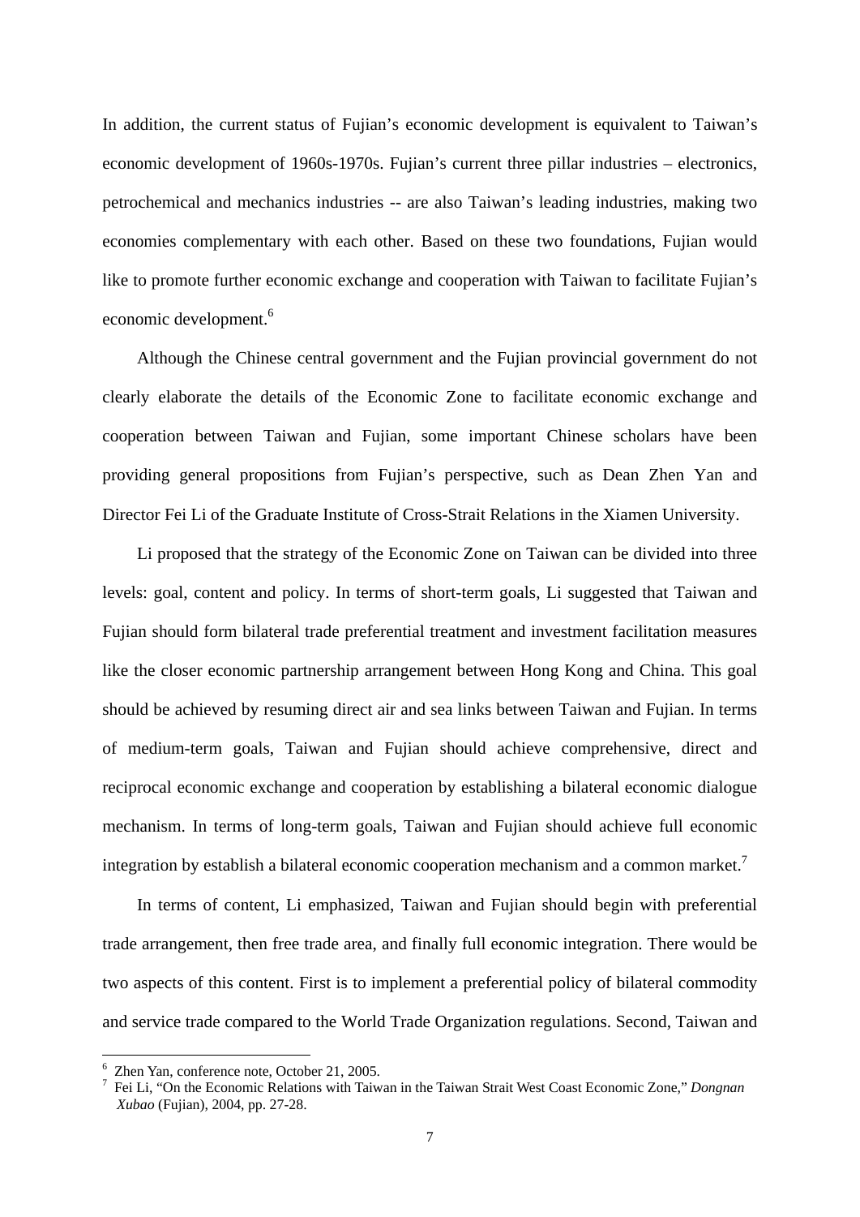In addition, the current status of Fujian's economic development is equivalent to Taiwan's economic development of 1960s-1970s. Fujian's current three pillar industries – electronics, petrochemical and mechanics industries -- are also Taiwan's leading industries, making two economies complementary with each other. Based on these two foundations, Fujian would like to promote further economic exchange and cooperation with Taiwan to facilitate Fujian's economic development.[6]

Although the Chinese central government and the Fujian provincial government do not clearly elaborate the details of the Economic Zone to facilitate economic exchange and cooperation between Taiwan and Fujian, some important Chinese scholars have been providing general propositions from Fujian's perspective, such as Dean Zhen Yan and Director Fei Li of the Graduate Institute of Cross-Strait Relations in the Xiamen University.

Li proposed that the strategy of the Economic Zone on Taiwan can be divided into three levels: goal, content and policy. In terms of short-term goals, Li suggested that Taiwan and Fujian should form bilateral trade preferential treatment and investment facilitation measures like the closer economic partnership arrangement between Hong Kong and China. This goal should be achieved by resuming direct air and sea links between Taiwan and Fujian. In terms of medium-term goals, Taiwan and Fujian should achieve comprehensive, direct and reciprocal economic exchange and cooperation by establishing a bilateral economic dialogue mechanism. In terms of long-term goals, Taiwan and Fujian should achieve full economic integration by establish a bilateral economic cooperation mechanism and a common market.[7]

In terms of content, Li emphasized, Taiwan and Fujian should begin with preferential trade arrangement, then free trade area, and finally full economic integration. There would be two aspects of this content. First is to implement a preferential policy of bilateral commodity and service trade compared to the World Trade Organization regulations. Second, Taiwan and

---

[6] Zhen Yan, conference note, October 21, 2005.

[7] Fei Li, "On the Economic Relations with Taiwan in the Taiwan Strait West Coast Economic Zone," *Dongnan Xubao* (Fujian), 2004, pp. 27-28.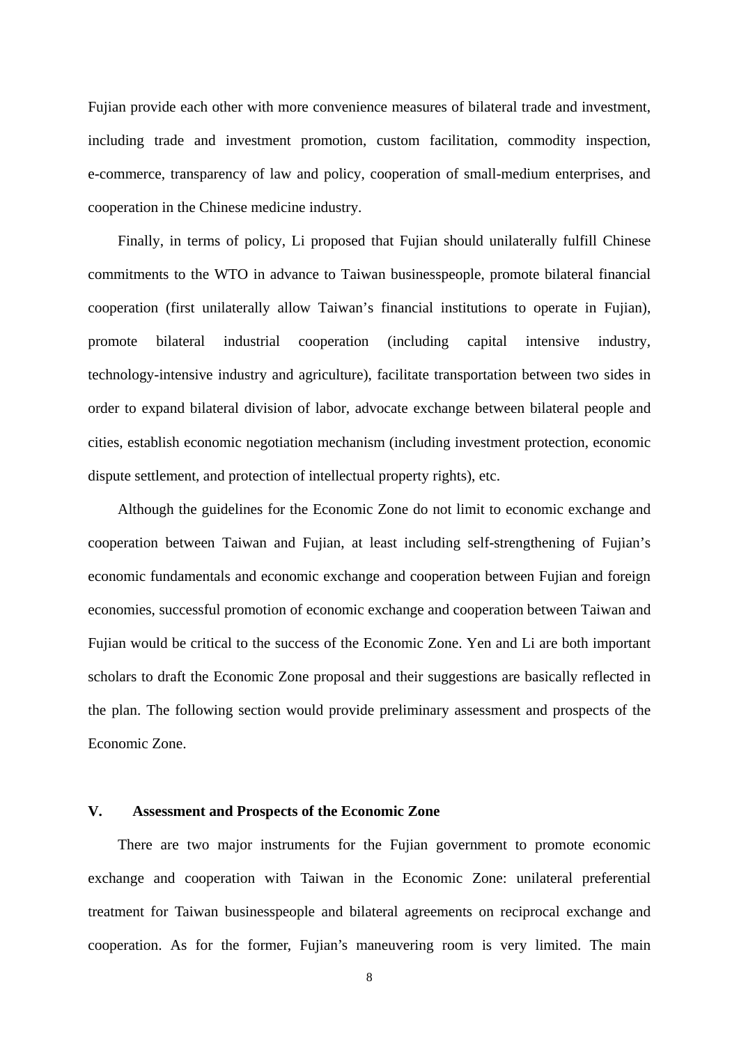Fujian provide each other with more convenience measures of bilateral trade and investment, including trade and investment promotion, custom facilitation, commodity inspection, e-commerce, transparency of law and policy, cooperation of small-medium enterprises, and cooperation in the Chinese medicine industry.

Finally, in terms of policy, Li proposed that Fujian should unilaterally fulfill Chinese commitments to the WTO in advance to Taiwan businesspeople, promote bilateral financial cooperation (first unilaterally allow Taiwan's financial institutions to operate in Fujian), promote bilateral industrial cooperation (including capital intensive industry, technology-intensive industry and agriculture), facilitate transportation between two sides in order to expand bilateral division of labor, advocate exchange between bilateral people and cities, establish economic negotiation mechanism (including investment protection, economic dispute settlement, and protection of intellectual property rights), etc.

Although the guidelines for the Economic Zone do not limit to economic exchange and cooperation between Taiwan and Fujian, at least including self-strengthening of Fujian's economic fundamentals and economic exchange and cooperation between Fujian and foreign economies, successful promotion of economic exchange and cooperation between Taiwan and Fujian would be critical to the success of the Economic Zone. Yen and Li are both important scholars to draft the Economic Zone proposal and their suggestions are basically reflected in the plan. The following section would provide preliminary assessment and prospects of the Economic Zone.

## V. Assessment and Prospects of the Economic Zone

There are two major instruments for the Fujian government to promote economic exchange and cooperation with Taiwan in the Economic Zone: unilateral preferential treatment for Taiwan businesspeople and bilateral agreements on reciprocal exchange and cooperation. As for the former, Fujian's maneuvering room is very limited. The main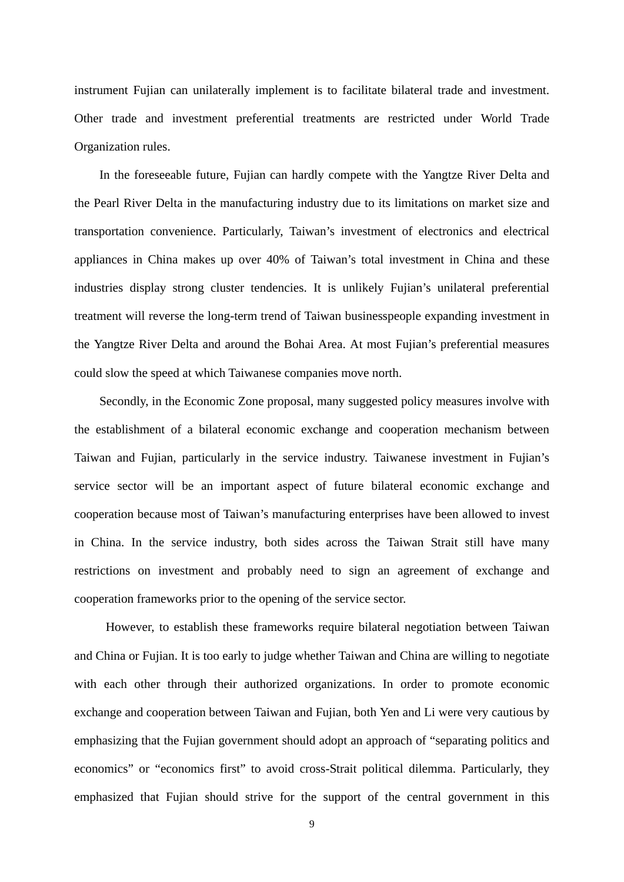instrument Fujian can unilaterally implement is to facilitate bilateral trade and investment. Other trade and investment preferential treatments are restricted under World Trade Organization rules.

In the foreseeable future, Fujian can hardly compete with the Yangtze River Delta and the Pearl River Delta in the manufacturing industry due to its limitations on market size and transportation convenience. Particularly, Taiwan's investment of electronics and electrical appliances in China makes up over 40% of Taiwan's total investment in China and these industries display strong cluster tendencies. It is unlikely Fujian's unilateral preferential treatment will reverse the long-term trend of Taiwan businesspeople expanding investment in the Yangtze River Delta and around the Bohai Area. At most Fujian's preferential measures could slow the speed at which Taiwanese companies move north.

Secondly, in the Economic Zone proposal, many suggested policy measures involve with the establishment of a bilateral economic exchange and cooperation mechanism between Taiwan and Fujian, particularly in the service industry. Taiwanese investment in Fujian's service sector will be an important aspect of future bilateral economic exchange and cooperation because most of Taiwan's manufacturing enterprises have been allowed to invest in China. In the service industry, both sides across the Taiwan Strait still have many restrictions on investment and probably need to sign an agreement of exchange and cooperation frameworks prior to the opening of the service sector.

However, to establish these frameworks require bilateral negotiation between Taiwan and China or Fujian. It is too early to judge whether Taiwan and China are willing to negotiate with each other through their authorized organizations. In order to promote economic exchange and cooperation between Taiwan and Fujian, both Yen and Li were very cautious by emphasizing that the Fujian government should adopt an approach of "separating politics and economics" or "economics first" to avoid cross-Strait political dilemma. Particularly, they emphasized that Fujian should strive for the support of the central government in this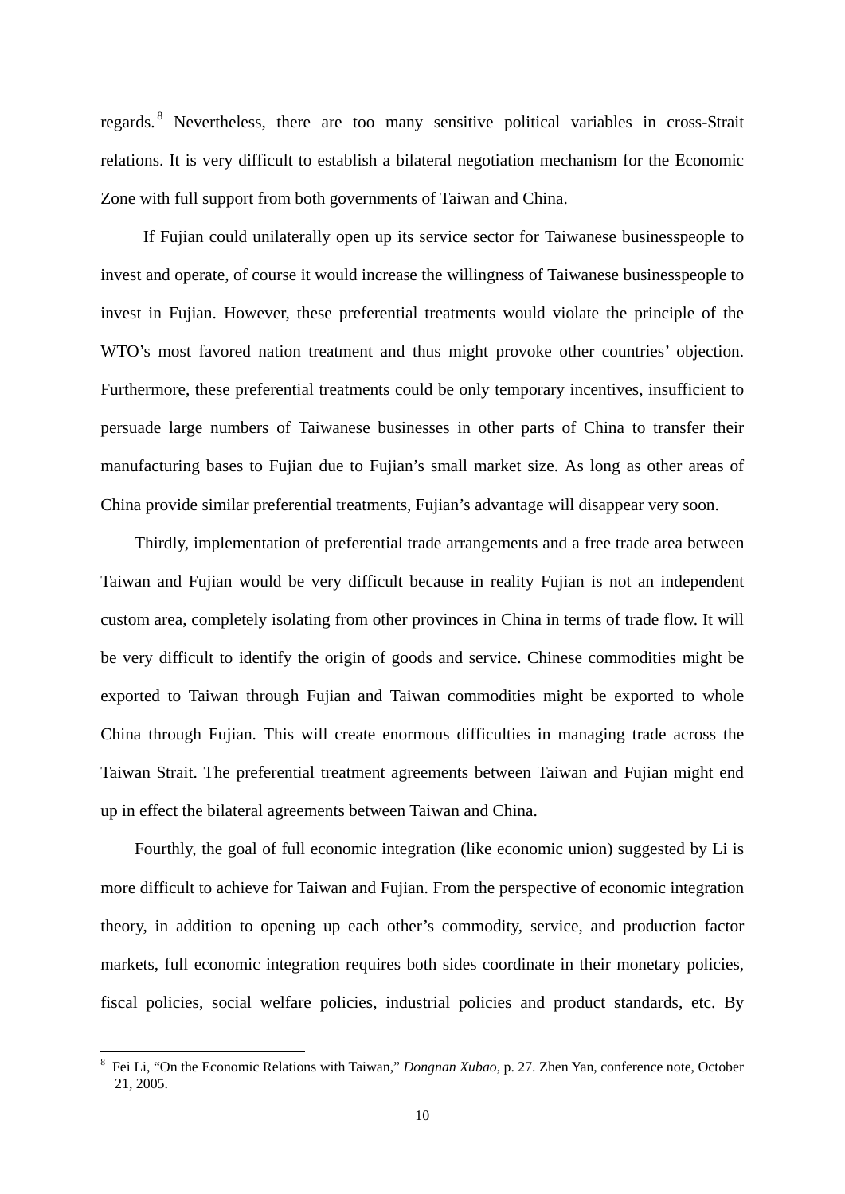regards.[8] Nevertheless, there are too many sensitive political variables in cross-Strait relations. It is very difficult to establish a bilateral negotiation mechanism for the Economic Zone with full support from both governments of Taiwan and China.

If Fujian could unilaterally open up its service sector for Taiwanese businesspeople to invest and operate, of course it would increase the willingness of Taiwanese businesspeople to invest in Fujian. However, these preferential treatments would violate the principle of the WTO's most favored nation treatment and thus might provoke other countries' objection. Furthermore, these preferential treatments could be only temporary incentives, insufficient to persuade large numbers of Taiwanese businesses in other parts of China to transfer their manufacturing bases to Fujian due to Fujian's small market size. As long as other areas of China provide similar preferential treatments, Fujian's advantage will disappear very soon.

Thirdly, implementation of preferential trade arrangements and a free trade area between Taiwan and Fujian would be very difficult because in reality Fujian is not an independent custom area, completely isolating from other provinces in China in terms of trade flow. It will be very difficult to identify the origin of goods and service. Chinese commodities might be exported to Taiwan through Fujian and Taiwan commodities might be exported to whole China through Fujian. This will create enormous difficulties in managing trade across the Taiwan Strait. The preferential treatment agreements between Taiwan and Fujian might end up in effect the bilateral agreements between Taiwan and China.

Fourthly, the goal of full economic integration (like economic union) suggested by Li is more difficult to achieve for Taiwan and Fujian. From the perspective of economic integration theory, in addition to opening up each other's commodity, service, and production factor markets, full economic integration requires both sides coordinate in their monetary policies, fiscal policies, social welfare policies, industrial policies and product standards, etc. By

---

[8] Fei Li, "On the Economic Relations with Taiwan," *Dongnan Xubao*, p. 27. Zhen Yan, conference note, October 21, 2005.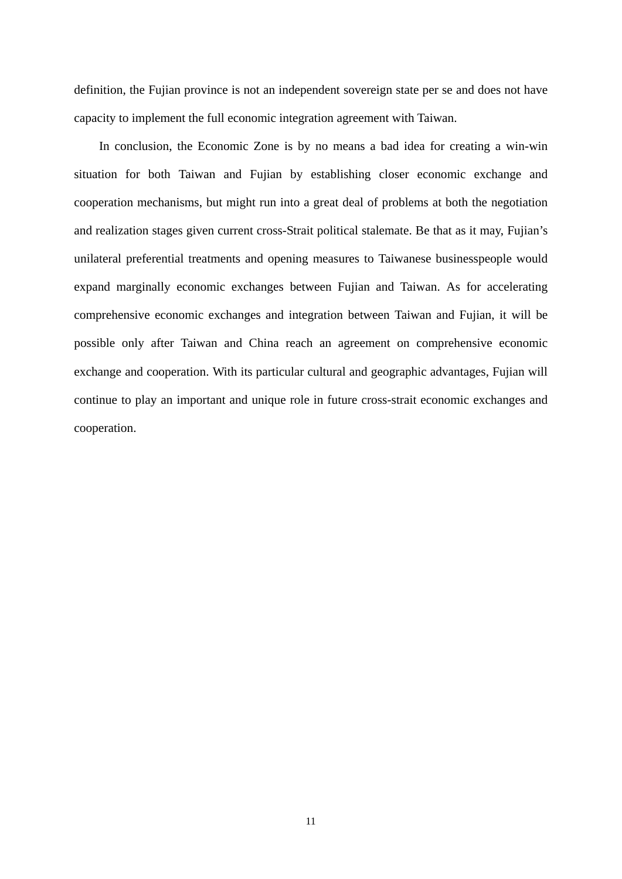definition, the Fujian province is not an independent sovereign state per se and does not have capacity to implement the full economic integration agreement with Taiwan.

In conclusion, the Economic Zone is by no means a bad idea for creating a win-win situation for both Taiwan and Fujian by establishing closer economic exchange and cooperation mechanisms, but might run into a great deal of problems at both the negotiation and realization stages given current cross-Strait political stalemate. Be that as it may, Fujian's unilateral preferential treatments and opening measures to Taiwanese businesspeople would expand marginally economic exchanges between Fujian and Taiwan. As for accelerating comprehensive economic exchanges and integration between Taiwan and Fujian, it will be possible only after Taiwan and China reach an agreement on comprehensive economic exchange and cooperation. With its particular cultural and geographic advantages, Fujian will continue to play an important and unique role in future cross-strait economic exchanges and cooperation.